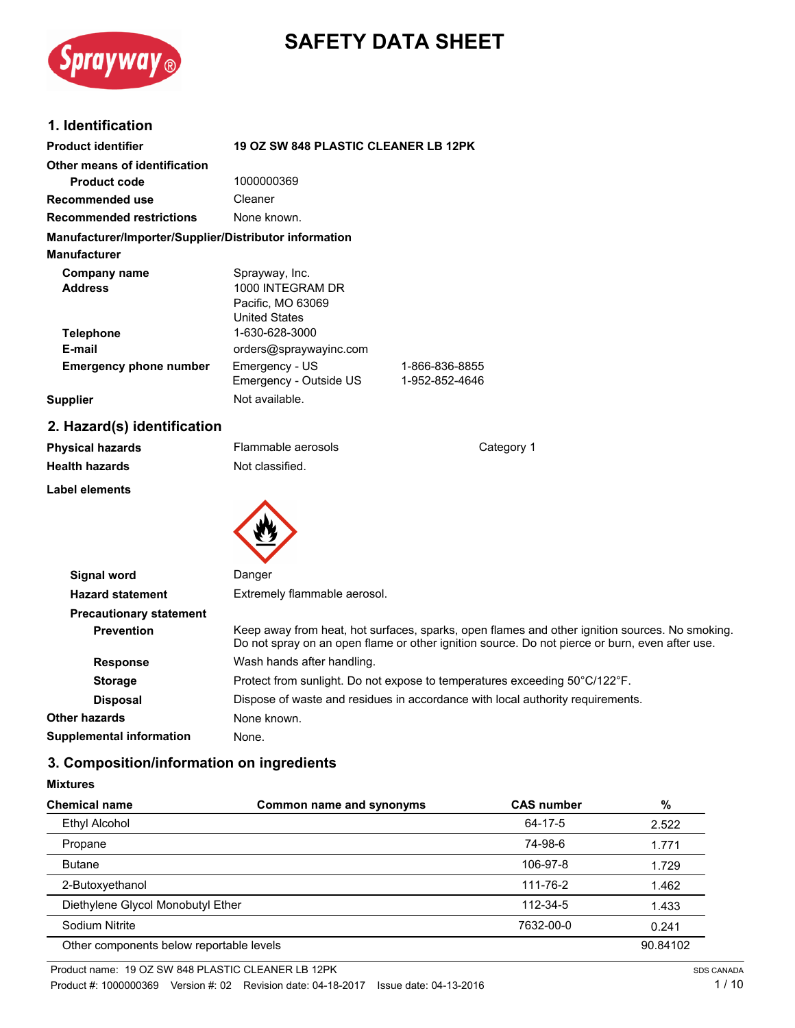# SAFETY DATA SHEET

## 1. Identification

| | | |
|---|---|---|
| **Product identifier** | **19 OZ SW 848 PLASTIC CLEANER LB 12PK** | |
| **Other means of identification** | | |
| **Product code** | 1000000369 | |
| **Recommended use** | Cleaner | |
| **Recommended restrictions** | None known. | |

**Manufacturer/Importer/Supplier/Distributor information**

**Manufacturer**

| | | |
|---|---|---|
| **Company name** | Sprayway, Inc. | |
| **Address** | 1000 INTEGRAM DR<br>Pacific, MO 63069<br>United States | |
| **Telephone** | 1-630-628-3000 | |
| **E-mail** | orders@spraywayinc.com | |
| **Emergency phone number** | Emergency - US | 1-866-836-8855 |
| | Emergency - Outside US | 1-952-852-4646 |
| **Supplier** | Not available. | |

## 2. Hazard(s) identification

| | | |
|---|---|---|
| **Physical hazards** | Flammable aerosols | Category 1 |
| **Health hazards** | Not classified. | |

**Label elements**

| | |
|---|---|
| **Signal word** | Danger |
| **Hazard statement** | Extremely flammable aerosol. |
| **Precautionary statement** | |
| **Prevention** | Keep away from heat, hot surfaces, sparks, open flames and other ignition sources. No smoking. Do not spray on an open flame or other ignition source. Do not pierce or burn, even after use. |
| **Response** | Wash hands after handling. |
| **Storage** | Protect from sunlight. Do not expose to temperatures exceeding 50°C/122°F. |
| **Disposal** | Dispose of waste and residues in accordance with local authority requirements. |
| **Other hazards** | None known. |
| **Supplemental information** | None. |

## 3. Composition/information on ingredients

**Mixtures**

| Chemical name | Common name and synonyms | CAS number | % |
|---|---|---|---|
| Ethyl Alcohol | | 64-17-5 | 2.522 |
| Propane | | 74-98-6 | 1.771 |
| Butane | | 106-97-8 | 1.729 |
| 2-Butoxyethanol | | 111-76-2 | 1.462 |
| Diethylene Glycol Monobutyl Ether | | 112-34-5 | 1.433 |
| Sodium Nitrite | | 7632-00-0 | 0.241 |
| Other components below reportable levels | | | 90.84102 |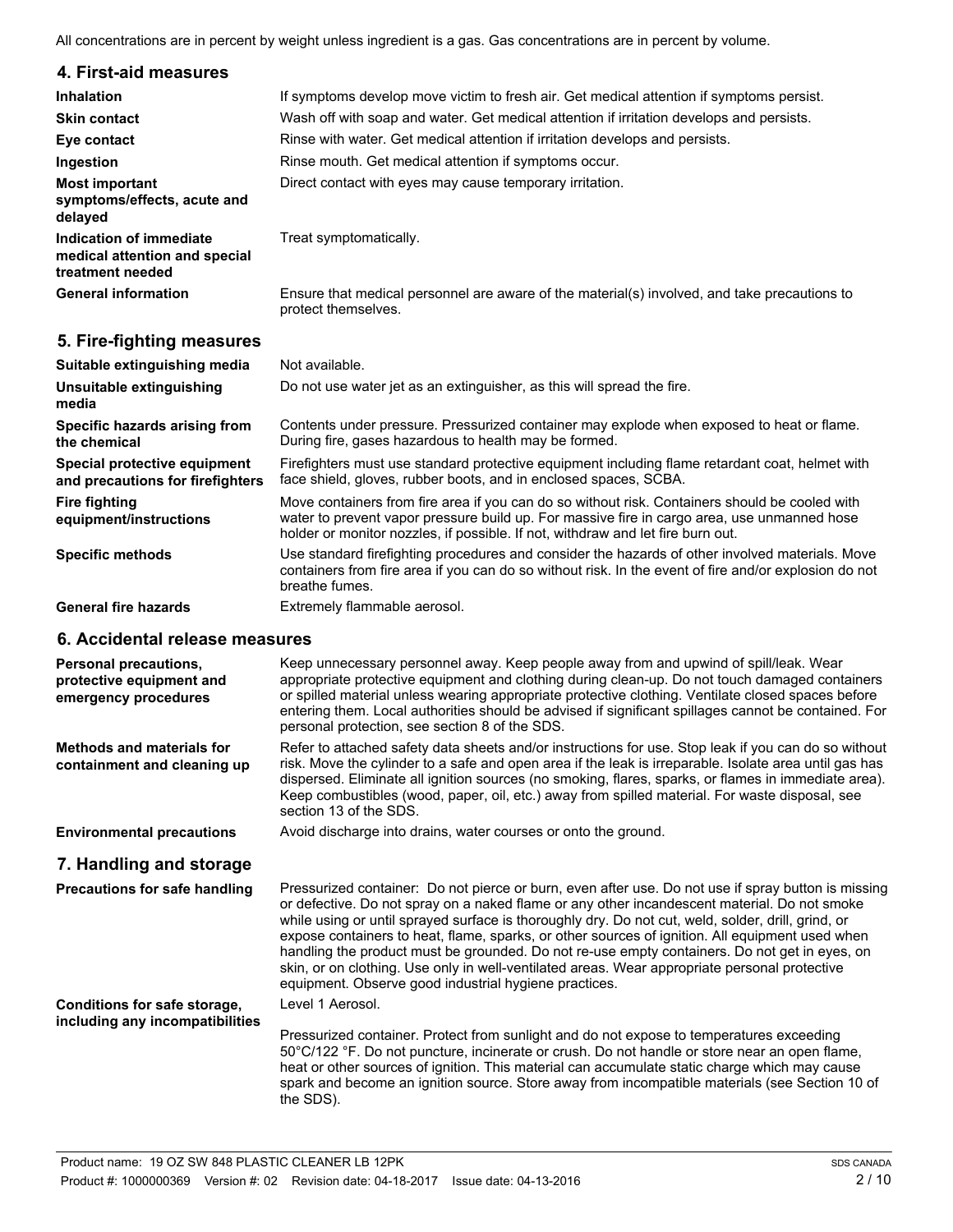All concentrations are in percent by weight unless ingredient is a gas. Gas concentrations are in percent by volume.

## 4. First-aid measures

| | |
|---|---|
| **Inhalation** | If symptoms develop move victim to fresh air. Get medical attention if symptoms persist. |
| **Skin contact** | Wash off with soap and water. Get medical attention if irritation develops and persists. |
| **Eye contact** | Rinse with water. Get medical attention if irritation develops and persists. |
| **Ingestion** | Rinse mouth. Get medical attention if symptoms occur. |
| **Most important symptoms/effects, acute and delayed** | Direct contact with eyes may cause temporary irritation. |
| **Indication of immediate medical attention and special treatment needed** | Treat symptomatically. |
| **General information** | Ensure that medical personnel are aware of the material(s) involved, and take precautions to protect themselves. |

## 5. Fire-fighting measures

| | |
|---|---|
| **Suitable extinguishing media** | Not available. |
| **Unsuitable extinguishing media** | Do not use water jet as an extinguisher, as this will spread the fire. |
| **Specific hazards arising from the chemical** | Contents under pressure. Pressurized container may explode when exposed to heat or flame. During fire, gases hazardous to health may be formed. |
| **Special protective equipment and precautions for firefighters** | Firefighters must use standard protective equipment including flame retardant coat, helmet with face shield, gloves, rubber boots, and in enclosed spaces, SCBA. |
| **Fire fighting equipment/instructions** | Move containers from fire area if you can do so without risk. Containers should be cooled with water to prevent vapor pressure build up. For massive fire in cargo area, use unmanned hose holder or monitor nozzles, if possible. If not, withdraw and let fire burn out. |
| **Specific methods** | Use standard firefighting procedures and consider the hazards of other involved materials. Move containers from fire area if you can do so without risk. In the event of fire and/or explosion do not breathe fumes. |
| **General fire hazards** | Extremely flammable aerosol. |

## 6. Accidental release measures

| | |
|---|---|
| **Personal precautions, protective equipment and emergency procedures** | Keep unnecessary personnel away. Keep people away from and upwind of spill/leak. Wear appropriate protective equipment and clothing during clean-up. Do not touch damaged containers or spilled material unless wearing appropriate protective clothing. Ventilate closed spaces before entering them. Local authorities should be advised if significant spillages cannot be contained. For personal protection, see section 8 of the SDS. |
| **Methods and materials for containment and cleaning up** | Refer to attached safety data sheets and/or instructions for use. Stop leak if you can do so without risk. Move the cylinder to a safe and open area if the leak is irreparable. Isolate area until gas has dispersed. Eliminate all ignition sources (no smoking, flares, sparks, or flames in immediate area). Keep combustibles (wood, paper, oil, etc.) away from spilled material. For waste disposal, see section 13 of the SDS. |
| **Environmental precautions** | Avoid discharge into drains, water courses or onto the ground. |

## 7. Handling and storage

| | |
|---|---|
| **Precautions for safe handling** | Pressurized container: Do not pierce or burn, even after use. Do not use if spray button is missing or defective. Do not spray on a naked flame or any other incandescent material. Do not smoke while using or until sprayed surface is thoroughly dry. Do not cut, weld, solder, drill, grind, or expose containers to heat, flame, sparks, or other sources of ignition. All equipment used when handling the product must be grounded. Do not re-use empty containers. Do not get in eyes, on skin, or on clothing. Use only in well-ventilated areas. Wear appropriate personal protective equipment. Observe good industrial hygiene practices. |
| **Conditions for safe storage, including any incompatibilities** | Level 1 Aerosol.<br><br>Pressurized container. Protect from sunlight and do not expose to temperatures exceeding 50°C/122 °F. Do not puncture, incinerate or crush. Do not handle or store near an open flame, heat or other sources of ignition. This material can accumulate static charge which may cause spark and become an ignition source. Store away from incompatible materials (see Section 10 of the SDS). |

Product name: 19 OZ SW 848 PLASTIC CLEANER LB 12PK
Product #: 1000000369 Version #: 02 Revision date: 04-18-2017 Issue date: 04-13-2016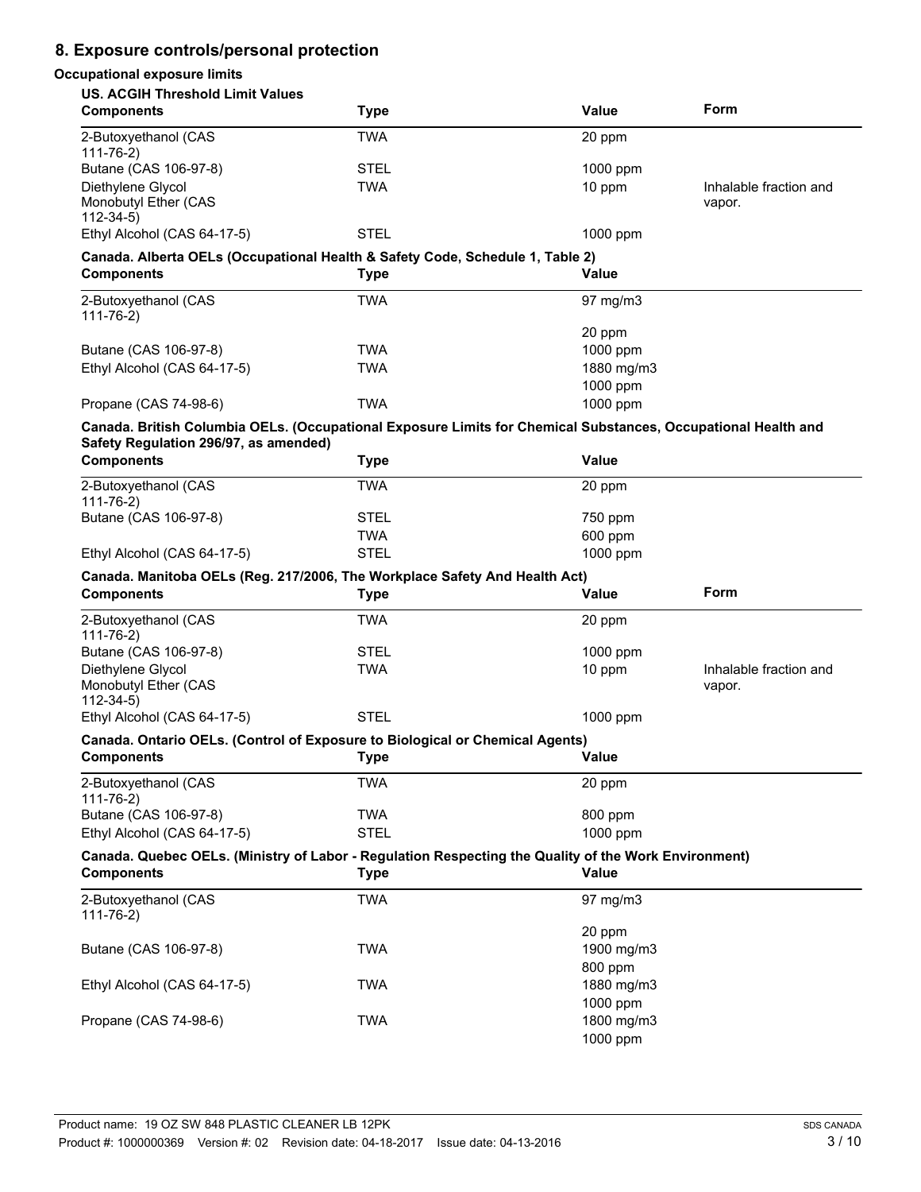## 8. Exposure controls/personal protection

### Occupational exposure limits

**US. ACGIH Threshold Limit Values**

| Components | Type | Value | Form |
|---|---|---|---|
| 2-Butoxyethanol (CAS 111-76-2) | TWA | 20 ppm | |
| Butane (CAS 106-97-8) | STEL | 1000 ppm | |
| Diethylene Glycol Monobutyl Ether (CAS 112-34-5) | TWA | 10 ppm | Inhalable fraction and vapor. |
| Ethyl Alcohol (CAS 64-17-5) | STEL | 1000 ppm | |

**Canada. Alberta OELs (Occupational Health & Safety Code, Schedule 1, Table 2)**

| Components | Type | Value |
|---|---|---|
| 2-Butoxyethanol (CAS 111-76-2) | TWA | 97 mg/m3 |
| | | 20 ppm |
| Butane (CAS 106-97-8) | TWA | 1000 ppm |
| Ethyl Alcohol (CAS 64-17-5) | TWA | 1880 mg/m3 |
| | | 1000 ppm |
| Propane (CAS 74-98-6) | TWA | 1000 ppm |

**Canada. British Columbia OELs. (Occupational Exposure Limits for Chemical Substances, Occupational Health and Safety Regulation 296/97, as amended)**

| Components | Type | Value |
|---|---|---|
| 2-Butoxyethanol (CAS 111-76-2) | TWA | 20 ppm |
| Butane (CAS 106-97-8) | STEL | 750 ppm |
| | TWA | 600 ppm |
| Ethyl Alcohol (CAS 64-17-5) | STEL | 1000 ppm |

**Canada. Manitoba OELs (Reg. 217/2006, The Workplace Safety And Health Act)**

| Components | Type | Value | Form |
|---|---|---|---|
| 2-Butoxyethanol (CAS 111-76-2) | TWA | 20 ppm | |
| Butane (CAS 106-97-8) | STEL | 1000 ppm | |
| Diethylene Glycol Monobutyl Ether (CAS 112-34-5) | TWA | 10 ppm | Inhalable fraction and vapor. |
| Ethyl Alcohol (CAS 64-17-5) | STEL | 1000 ppm | |

**Canada. Ontario OELs. (Control of Exposure to Biological or Chemical Agents)**

| Components | Type | Value |
|---|---|---|
| 2-Butoxyethanol (CAS 111-76-2) | TWA | 20 ppm |
| Butane (CAS 106-97-8) | TWA | 800 ppm |
| Ethyl Alcohol (CAS 64-17-5) | STEL | 1000 ppm |

**Canada. Quebec OELs. (Ministry of Labor - Regulation Respecting the Quality of the Work Environment)**

| Components | Type | Value |
|---|---|---|
| 2-Butoxyethanol (CAS 111-76-2) | TWA | 97 mg/m3 |
| | | 20 ppm |
| Butane (CAS 106-97-8) | TWA | 1900 mg/m3 |
| | | 800 ppm |
| Ethyl Alcohol (CAS 64-17-5) | TWA | 1880 mg/m3 |
| | | 1000 ppm |
| Propane (CAS 74-98-6) | TWA | 1800 mg/m3 |
| | | 1000 ppm |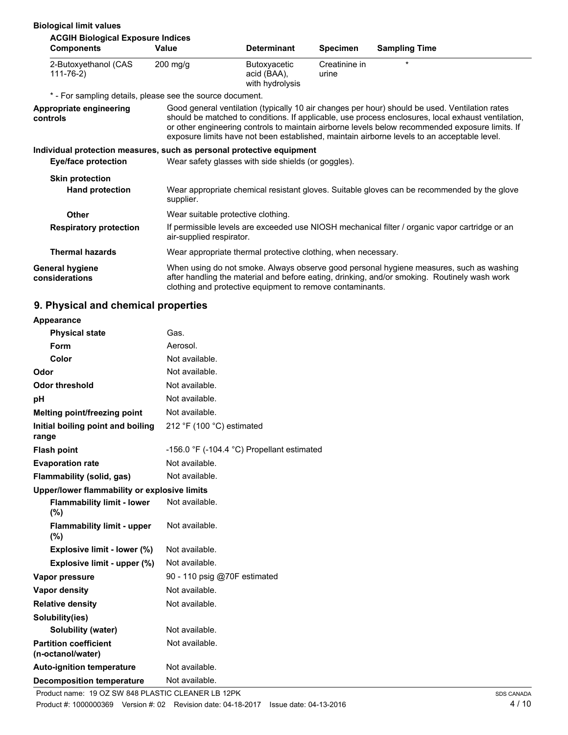**Biological limit values**

**ACGIH Biological Exposure Indices**

| Components | Value | Determinant | Specimen | Sampling Time |
|---|---|---|---|---|
| 2-Butoxyethanol (CAS 111-76-2) | 200 mg/g | Butoxyacetic acid (BAA), with hydrolysis | Creatinine in urine | * |

\* - For sampling details, please see the source document.

**Appropriate engineering controls**
Good general ventilation (typically 10 air changes per hour) should be used. Ventilation rates should be matched to conditions. If applicable, use process enclosures, local exhaust ventilation, or other engineering controls to maintain airborne levels below recommended exposure limits. If exposure limits have not been established, maintain airborne levels to an acceptable level.

**Individual protection measures, such as personal protective equipment**

**Eye/face protection**
Wear safety glasses with side shields (or goggles).

**Skin protection**

**Hand protection**
Wear appropriate chemical resistant gloves. Suitable gloves can be recommended by the glove supplier.

**Other**
Wear suitable protective clothing.

**Respiratory protection**
If permissible levels are exceeded use NIOSH mechanical filter / organic vapor cartridge or an air-supplied respirator.

**Thermal hazards**
Wear appropriate thermal protective clothing, when necessary.

**General hygiene considerations**
When using do not smoke. Always observe good personal hygiene measures, such as washing after handling the material and before eating, drinking, and/or smoking. Routinely wash work clothing and protective equipment to remove contaminants.

## 9. Physical and chemical properties

| Property | Value |
|---|---|
| **Appearance** | |
| Physical state | Gas. |
| Form | Aerosol. |
| Color | Not available. |
| **Odor** | Not available. |
| **Odor threshold** | Not available. |
| **pH** | Not available. |
| **Melting point/freezing point** | Not available. |
| **Initial boiling point and boiling range** | 212 °F (100 °C) estimated |
| **Flash point** | -156.0 °F (-104.4 °C) Propellant estimated |
| **Evaporation rate** | Not available. |
| **Flammability (solid, gas)** | Not available. |
| **Upper/lower flammability or explosive limits** | |
| Flammability limit - lower (%) | Not available. |
| Flammability limit - upper (%) | Not available. |
| Explosive limit - lower (%) | Not available. |
| Explosive limit - upper (%) | Not available. |
| **Vapor pressure** | 90 - 110 psig @70F estimated |
| **Vapor density** | Not available. |
| **Relative density** | Not available. |
| **Solubility(ies)** | |
| Solubility (water) | Not available. |
| **Partition coefficient (n-octanol/water)** | Not available. |
| **Auto-ignition temperature** | Not available. |
| **Decomposition temperature** | Not available. |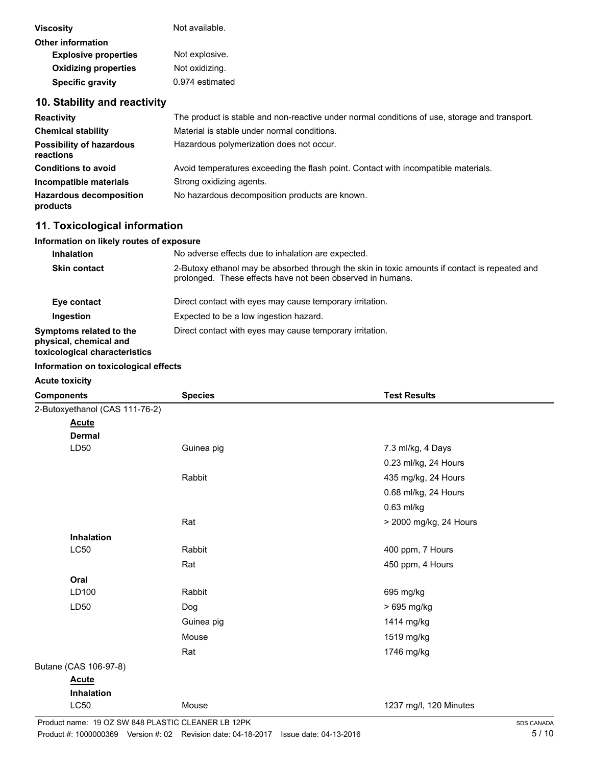| | |
|---|---|
| **Viscosity** | Not available. |
| **Other information** | |
| **Explosive properties** | Not explosive. |
| **Oxidizing properties** | Not oxidizing. |
| **Specific gravity** | 0.974 estimated |

## 10. Stability and reactivity

| | |
|---|---|
| **Reactivity** | The product is stable and non-reactive under normal conditions of use, storage and transport. |
| **Chemical stability** | Material is stable under normal conditions. |
| **Possibility of hazardous reactions** | Hazardous polymerization does not occur. |
| **Conditions to avoid** | Avoid temperatures exceeding the flash point. Contact with incompatible materials. |
| **Incompatible materials** | Strong oxidizing agents. |
| **Hazardous decomposition products** | No hazardous decomposition products are known. |

## 11. Toxicological information

**Information on likely routes of exposure**

| | |
|---|---|
| **Inhalation** | No adverse effects due to inhalation are expected. |
| **Skin contact** | 2-Butoxy ethanol may be absorbed through the skin in toxic amounts if contact is repeated and prolonged. These effects have not been observed in humans. |
| **Eye contact** | Direct contact with eyes may cause temporary irritation. |
| **Ingestion** | Expected to be a low ingestion hazard. |
| **Symptoms related to the physical, chemical and toxicological characteristics** | Direct contact with eyes may cause temporary irritation. |

**Information on toxicological effects**

**Acute toxicity**

| Components | Species | Test Results |
|---|---|---|
| 2-Butoxyethanol (CAS 111-76-2) | | |
| **Acute** | | |
| **Dermal** | | |
| LD50 | Guinea pig | 7.3 ml/kg, 4 Days |
| | | 0.23 ml/kg, 24 Hours |
| | Rabbit | 435 mg/kg, 24 Hours |
| | | 0.68 ml/kg, 24 Hours |
| | | 0.63 ml/kg |
| | Rat | > 2000 mg/kg, 24 Hours |
| **Inhalation** | | |
| LC50 | Rabbit | 400 ppm, 7 Hours |
| | Rat | 450 ppm, 4 Hours |
| **Oral** | | |
| LD100 | Rabbit | 695 mg/kg |
| LD50 | Dog | > 695 mg/kg |
| | Guinea pig | 1414 mg/kg |
| | Mouse | 1519 mg/kg |
| | Rat | 1746 mg/kg |
| Butane (CAS 106-97-8) | | |
| **Acute** | | |
| **Inhalation** | | |
| LC50 | Mouse | 1237 mg/l, 120 Minutes |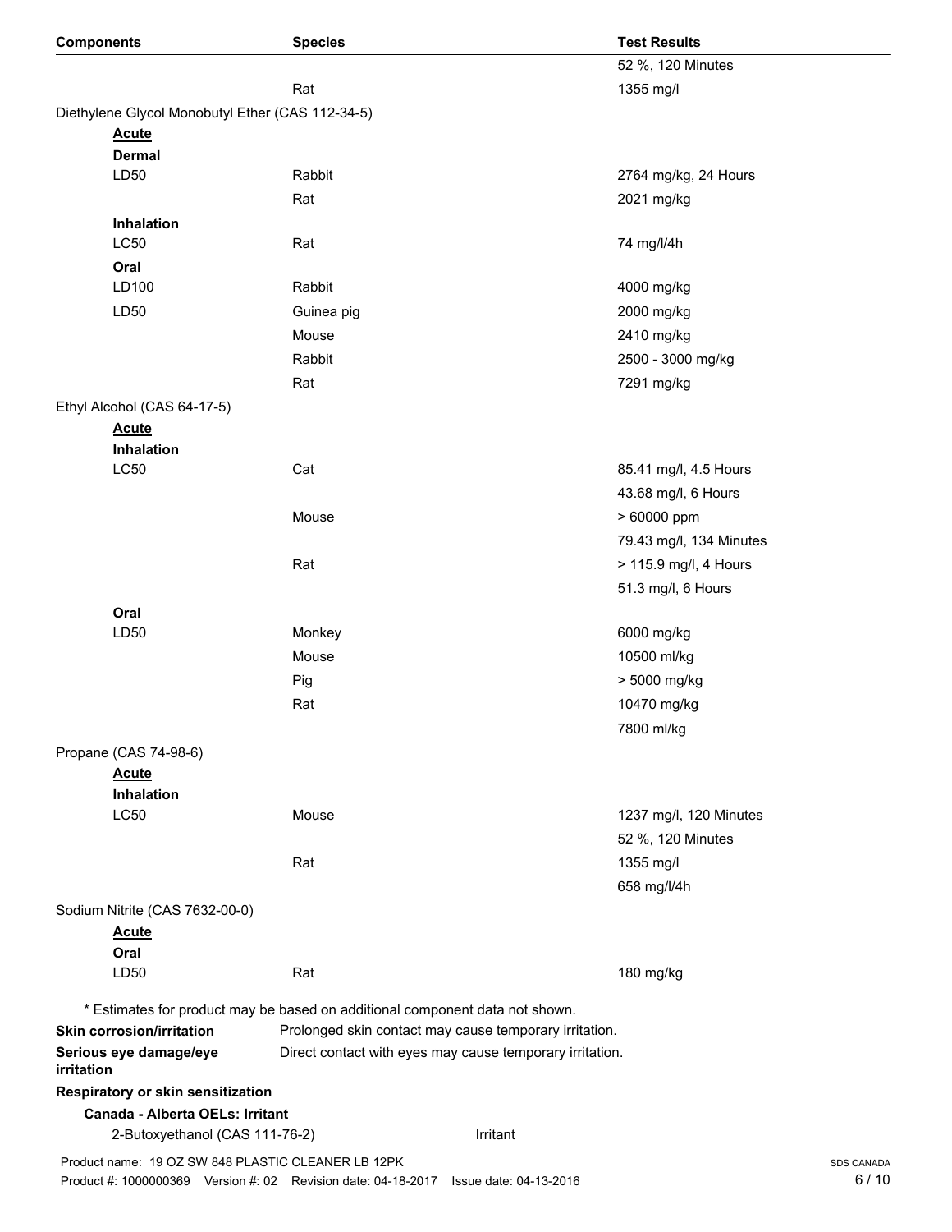| Components | Species | Test Results |
|---|---|---|
| | | 52 %, 120 Minutes |
| | Rat | 1355 mg/l |
| Diethylene Glycol Monobutyl Ether (CAS 112-34-5) | | |
| **Acute** | | |
| **Dermal** | | |
| LD50 | Rabbit | 2764 mg/kg, 24 Hours |
| | Rat | 2021 mg/kg |
| **Inhalation** | | |
| LC50 | Rat | 74 mg/l/4h |
| **Oral** | | |
| LD100 | Rabbit | 4000 mg/kg |
| LD50 | Guinea pig | 2000 mg/kg |
| | Mouse | 2410 mg/kg |
| | Rabbit | 2500 - 3000 mg/kg |
| | Rat | 7291 mg/kg |
| Ethyl Alcohol (CAS 64-17-5) | | |
| **Acute** | | |
| **Inhalation** | | |
| LC50 | Cat | 85.41 mg/l, 4.5 Hours |
| | | 43.68 mg/l, 6 Hours |
| | Mouse | > 60000 ppm |
| | | 79.43 mg/l, 134 Minutes |
| | Rat | > 115.9 mg/l, 4 Hours |
| | | 51.3 mg/l, 6 Hours |
| **Oral** | | |
| LD50 | Monkey | 6000 mg/kg |
| | Mouse | 10500 ml/kg |
| | Pig | > 5000 mg/kg |
| | Rat | 10470 mg/kg |
| | | 7800 ml/kg |
| Propane (CAS 74-98-6) | | |
| **Acute** | | |
| **Inhalation** | | |
| LC50 | Mouse | 1237 mg/l, 120 Minutes |
| | | 52 %, 120 Minutes |
| | Rat | 1355 mg/l |
| | | 658 mg/l/4h |
| Sodium Nitrite (CAS 7632-00-0) | | |
| **Acute** | | |
| **Oral** | | |
| LD50 | Rat | 180 mg/kg |

\* Estimates for product may be based on additional component data not shown.

**Skin corrosion/irritation** Prolonged skin contact may cause temporary irritation.

**Serious eye damage/eye irritation** Direct contact with eyes may cause temporary irritation.

**Respiratory or skin sensitization**

**Canada - Alberta OELs: Irritant**

2-Butoxyethanol (CAS 111-76-2) Irritant

Product name: 19 OZ SW 848 PLASTIC CLEANER LB 12PK

Product #: 1000000369 Version #: 02 Revision date: 04-18-2017 Issue date: 04-13-2016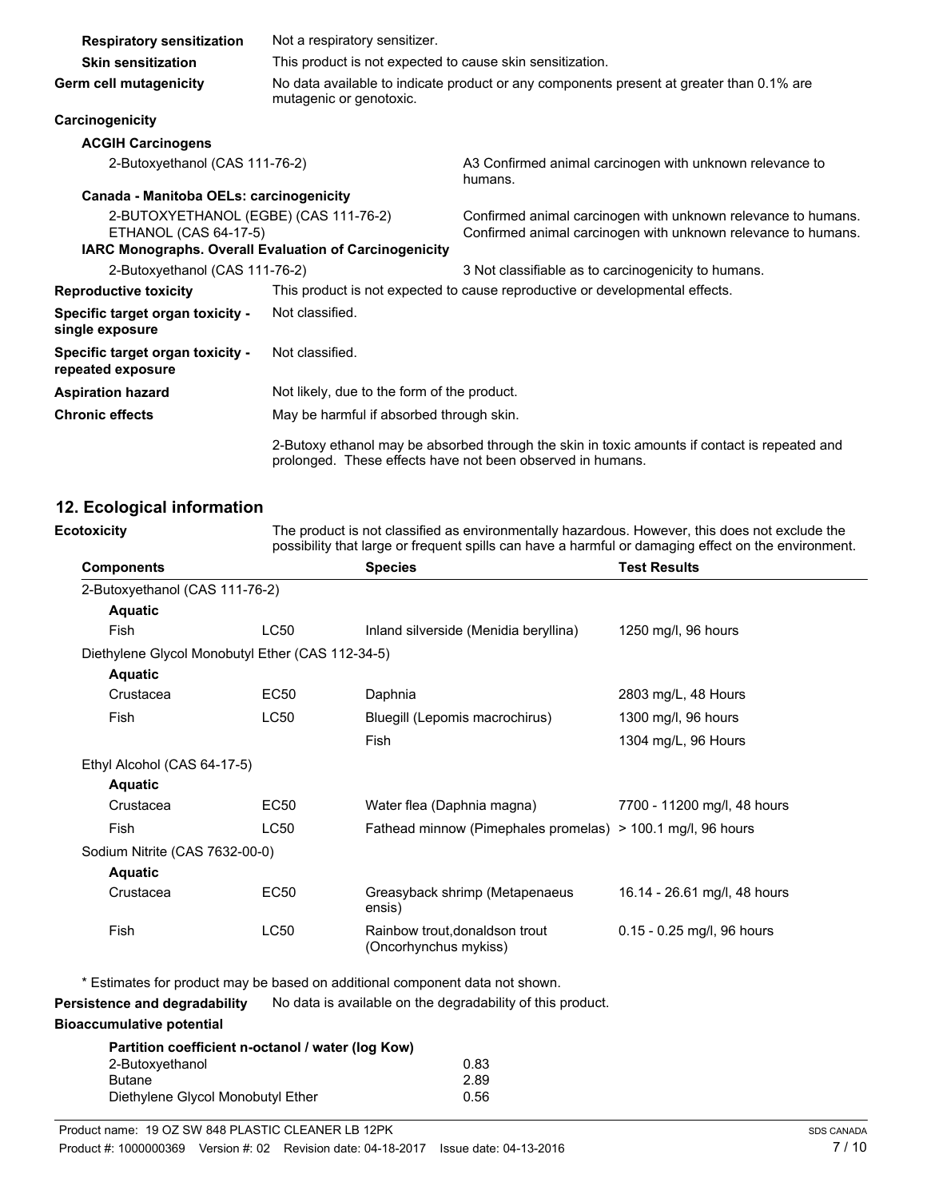**Respiratory sensitization** Not a respiratory sensitizer.

**Skin sensitization** This product is not expected to cause skin sensitization.

**Germ cell mutagenicity** No data available to indicate product or any components present at greater than 0.1% are mutagenic or genotoxic.

**Carcinogenicity**

**ACGIH Carcinogens**

| | |
|---|---|
| 2-Butoxyethanol (CAS 111-76-2) | A3 Confirmed animal carcinogen with unknown relevance to humans. |

**Canada - Manitoba OELs: carcinogenicity**

| | |
|---|---|
| 2-BUTOXYETHANOL (EGBE) (CAS 111-76-2) | Confirmed animal carcinogen with unknown relevance to humans. |
| ETHANOL (CAS 64-17-5) | Confirmed animal carcinogen with unknown relevance to humans. |

**IARC Monographs. Overall Evaluation of Carcinogenicity**

| | |
|---|---|
| 2-Butoxyethanol (CAS 111-76-2) | 3 Not classifiable as to carcinogenicity to humans. |

**Reproductive toxicity** This product is not expected to cause reproductive or developmental effects.

**Specific target organ toxicity - single exposure** Not classified.

**Specific target organ toxicity - repeated exposure** Not classified.

**Aspiration hazard** Not likely, due to the form of the product.

**Chronic effects** May be harmful if absorbed through skin.

2-Butoxy ethanol may be absorbed through the skin in toxic amounts if contact is repeated and prolonged. These effects have not been observed in humans.

## 12. Ecological information

**Ecotoxicity** The product is not classified as environmentally hazardous. However, this does not exclude the possibility that large or frequent spills can have a harmful or damaging effect on the environment.

| Components | | Species | Test Results |
|---|---|---|---|
| 2-Butoxyethanol (CAS 111-76-2) | | | |
| Aquatic | | | |
| Fish | LC50 | Inland silverside (Menidia beryllina) | 1250 mg/l, 96 hours |
| Diethylene Glycol Monobutyl Ether (CAS 112-34-5) | | | |
| Aquatic | | | |
| Crustacea | EC50 | Daphnia | 2803 mg/L, 48 Hours |
| Fish | LC50 | Bluegill (Lepomis macrochirus) | 1300 mg/l, 96 hours |
| | | Fish | 1304 mg/L, 96 Hours |
| Ethyl Alcohol (CAS 64-17-5) | | | |
| Aquatic | | | |
| Crustacea | EC50 | Water flea (Daphnia magna) | 7700 - 11200 mg/l, 48 hours |
| Fish | LC50 | Fathead minnow (Pimephales promelas) | > 100.1 mg/l, 96 hours |
| Sodium Nitrite (CAS 7632-00-0) | | | |
| Aquatic | | | |
| Crustacea | EC50 | Greasyback shrimp (Metapenaeus ensis) | 16.14 - 26.61 mg/l, 48 hours |
| Fish | LC50 | Rainbow trout,donaldson trout (Oncorhynchus mykiss) | 0.15 - 0.25 mg/l, 96 hours |

* Estimates for product may be based on additional component data not shown.

**Persistence and degradability** No data is available on the degradability of this product.

**Bioaccumulative potential**

**Partition coefficient n-octanol / water (log Kow)**

| | |
|---|---|
| 2-Butoxyethanol | 0.83 |
| Butane | 2.89 |
| Diethylene Glycol Monobutyl Ether | 0.56 |

Product name: 19 OZ SW 848 PLASTIC CLEANER LB 12PK
Product #: 1000000369 Version #: 02 Revision date: 04-18-2017 Issue date: 04-13-2016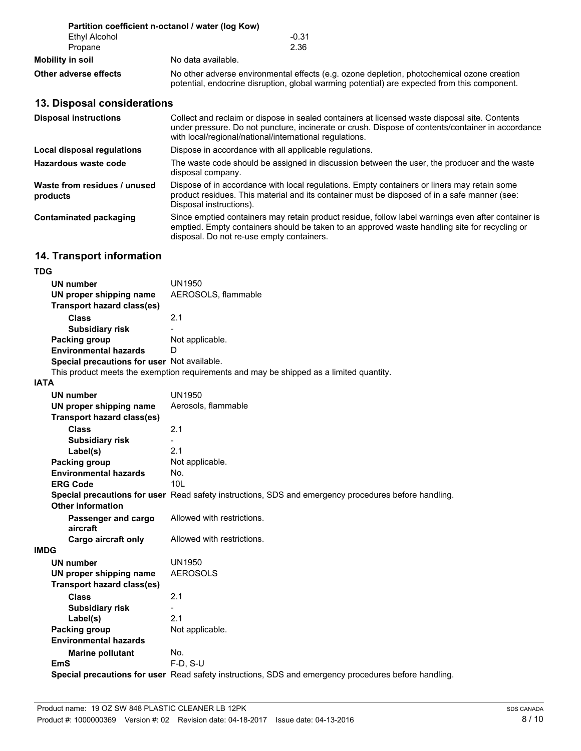**Partition coefficient n-octanol / water (log Kow)**

| | |
|---|---|
| Ethyl Alcohol | -0.31 |
| Propane | 2.36 |

**Mobility in soil** No data available.

**Other adverse effects** No other adverse environmental effects (e.g. ozone depletion, photochemical ozone creation potential, endocrine disruption, global warming potential) are expected from this component.

## 13. Disposal considerations

**Disposal instructions** Collect and reclaim or dispose in sealed containers at licensed waste disposal site. Contents under pressure. Do not puncture, incinerate or crush. Dispose of contents/container in accordance with local/regional/national/international regulations.

**Local disposal regulations** Dispose in accordance with all applicable regulations.

**Hazardous waste code** The waste code should be assigned in discussion between the user, the producer and the waste disposal company.

**Waste from residues / unused products** Dispose of in accordance with local regulations. Empty containers or liners may retain some product residues. This material and its container must be disposed of in a safe manner (see: Disposal instructions).

**Contaminated packaging** Since emptied containers may retain product residue, follow label warnings even after container is emptied. Empty containers should be taken to an approved waste handling site for recycling or disposal. Do not re-use empty containers.

## 14. Transport information

**TDG**

| | |
|---|---|
| **UN number** | UN1950 |
| **UN proper shipping name** | AEROSOLS, flammable |
| **Transport hazard class(es)** | |
| **Class** | 2.1 |
| **Subsidiary risk** | - |
| **Packing group** | Not applicable. |
| **Environmental hazards** | D |
| **Special precautions for user** | Not available. |

This product meets the exemption requirements and may be shipped as a limited quantity.

**IATA**

| | |
|---|---|
| **UN number** | UN1950 |
| **UN proper shipping name** | Aerosols, flammable |
| **Transport hazard class(es)** | |
| **Class** | 2.1 |
| **Subsidiary risk** | - |
| **Label(s)** | 2.1 |
| **Packing group** | Not applicable. |
| **Environmental hazards** | No. |
| **ERG Code** | 10L |
| **Special precautions for user** | Read safety instructions, SDS and emergency procedures before handling. |
| **Other information** | |
| **Passenger and cargo aircraft** | Allowed with restrictions. |
| **Cargo aircraft only** | Allowed with restrictions. |

**IMDG**

| | |
|---|---|
| **UN number** | UN1950 |
| **UN proper shipping name** | AEROSOLS |
| **Transport hazard class(es)** | |
| **Class** | 2.1 |
| **Subsidiary risk** | - |
| **Label(s)** | 2.1 |
| **Packing group** | Not applicable. |
| **Environmental hazards** | |
| **Marine pollutant** | No. |
| **EmS** | F-D, S-U |
| **Special precautions for user** | Read safety instructions, SDS and emergency procedures before handling. |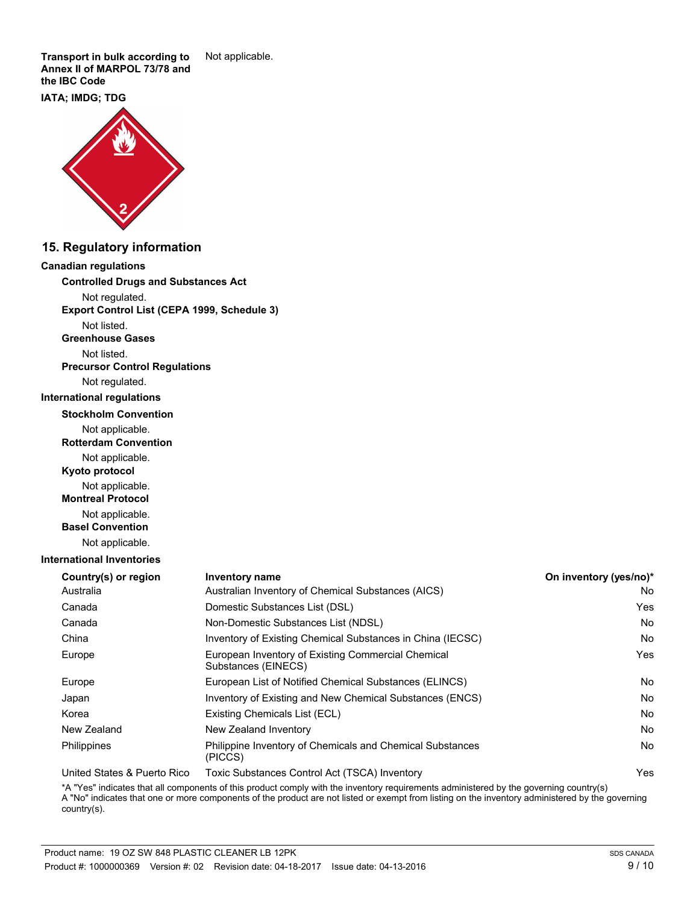**Transport in bulk according to Annex II of MARPOL 73/78 and the IBC Code** Not applicable.

**IATA; IMDG; TDG**

## 15. Regulatory information

**Canadian regulations**

**Controlled Drugs and Substances Act**

Not regulated.

**Export Control List (CEPA 1999, Schedule 3)**

Not listed.

**Greenhouse Gases**

Not listed.

**Precursor Control Regulations**

Not regulated.

**International regulations**

**Stockholm Convention**

Not applicable.

**Rotterdam Convention**

Not applicable.

**Kyoto protocol**

Not applicable.

**Montreal Protocol**

Not applicable.

**Basel Convention**

Not applicable.

**International Inventories**

| Country(s) or region | Inventory name | On inventory (yes/no)* |
|---|---|---|
| Australia | Australian Inventory of Chemical Substances (AICS) | No |
| Canada | Domestic Substances List (DSL) | Yes |
| Canada | Non-Domestic Substances List (NDSL) | No |
| China | Inventory of Existing Chemical Substances in China (IECSC) | No |
| Europe | European Inventory of Existing Commercial Chemical Substances (EINECS) | Yes |
| Europe | European List of Notified Chemical Substances (ELINCS) | No |
| Japan | Inventory of Existing and New Chemical Substances (ENCS) | No |
| Korea | Existing Chemicals List (ECL) | No |
| New Zealand | New Zealand Inventory | No |
| Philippines | Philippine Inventory of Chemicals and Chemical Substances (PICCS) | No |
| United States & Puerto Rico | Toxic Substances Control Act (TSCA) Inventory | Yes |

*A "Yes" indicates that all components of this product comply with the inventory requirements administered by the governing country(s)
A "No" indicates that one or more components of the product are not listed or exempt from listing on the inventory administered by the governing country(s).

Product name: 19 OZ SW 848 PLASTIC CLEANER LB 12PK
Product #: 1000000369 Version #: 02 Revision date: 04-18-2017 Issue date: 04-13-2016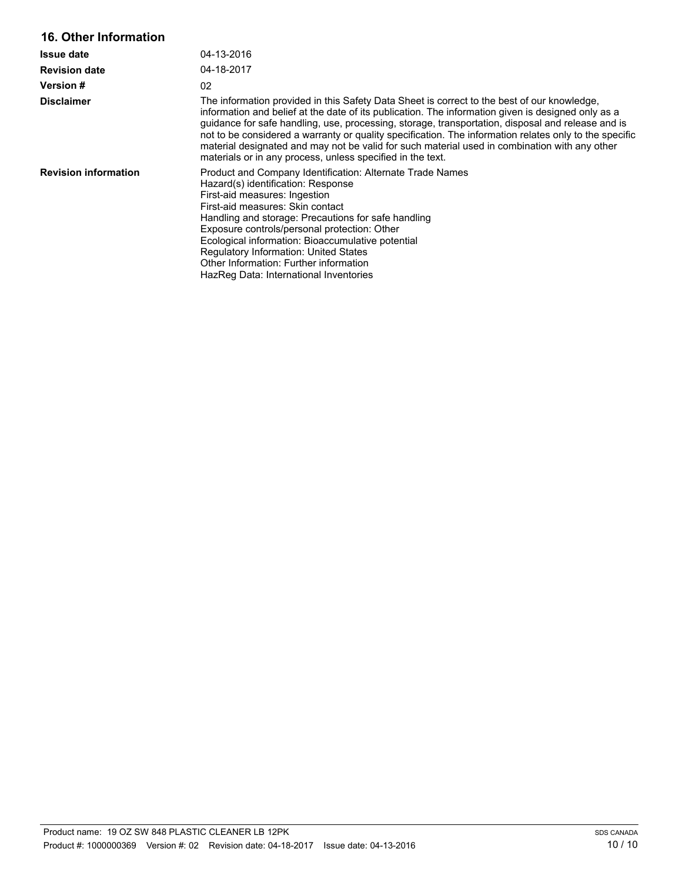## 16. Other Information

| | |
|---|---|
| **Issue date** | 04-13-2016 |
| **Revision date** | 04-18-2017 |
| **Version #** | 02 |
| **Disclaimer** | The information provided in this Safety Data Sheet is correct to the best of our knowledge, information and belief at the date of its publication. The information given is designed only as a guidance for safe handling, use, processing, storage, transportation, disposal and release and is not to be considered a warranty or quality specification. The information relates only to the specific material designated and may not be valid for such material used in combination with any other materials or in any process, unless specified in the text. |
| **Revision information** | Product and Company Identification: Alternate Trade Names<br>Hazard(s) identification: Response<br>First-aid measures: Ingestion<br>First-aid measures: Skin contact<br>Handling and storage: Precautions for safe handling<br>Exposure controls/personal protection: Other<br>Ecological information: Bioaccumulative potential<br>Regulatory Information: United States<br>Other Information: Further information<br>HazReg Data: International Inventories |